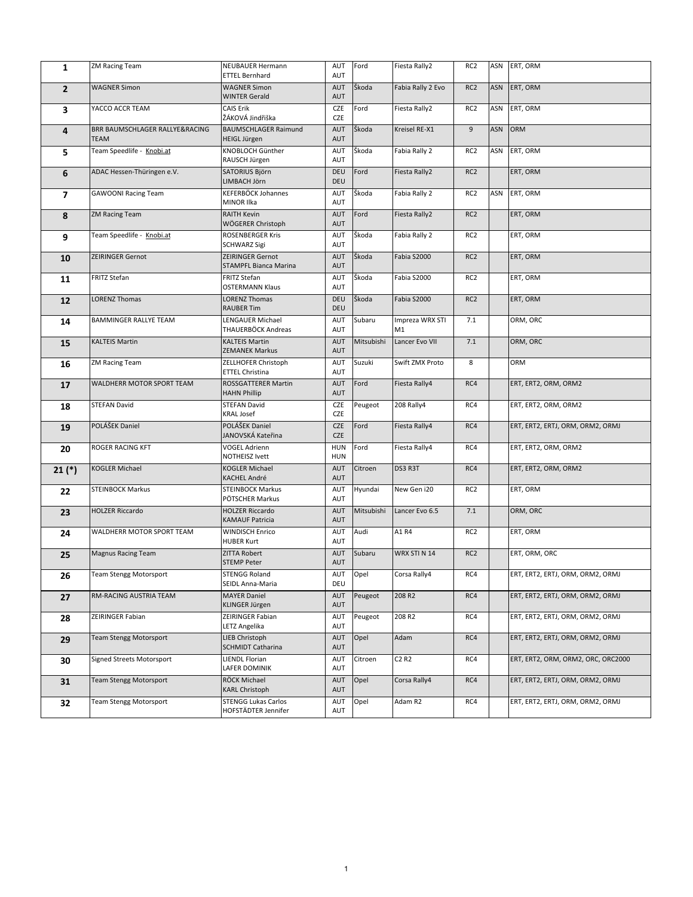| | | | | | | | | |
|---|---|---|---|---|---|---|---|---|
| **1** | ZM Racing Team | NEUBAUER Hermann<br>ETTEL Bernhard | AUT<br>AUT | Ford | Fiesta Rally2 | RC2 | ASN | ERT, ORM |
| **2** | WAGNER Simon | WAGNER Simon<br>WINTER Gerald | AUT<br>AUT | Škoda | Fabia Rally 2 Evo | RC2 | ASN | ERT, ORM |
| **3** | YACCO ACCR TEAM | CAIS Erik<br>ŽÁKOVÁ Jindřiška | CZE<br>CZE | Ford | Fiesta Rally2 | RC2 | ASN | ERT, ORM |
| **4** | BRR BAUMSCHLAGER RALLYE&RACING TEAM | BAUMSCHLAGER Raimund<br>HEIGL Jürgen | AUT<br>AUT | Škoda | Kreisel RE-X1 | 9 | ASN | ORM |
| **5** | Team Speedlife - Knobi.at | KNOBLOCH Günther<br>RAUSCH Jürgen | AUT<br>AUT | Škoda | Fabia Rally 2 | RC2 | ASN | ERT, ORM |
| **6** | ADAC Hessen-Thüringen e.V. | SATORIUS Björn<br>LIMBACH Jörn | DEU<br>DEU | Ford | Fiesta Rally2 | RC2 | | ERT, ORM |
| **7** | GAWOONI Racing Team | KEFERBÖCK Johannes<br>MINOR Ilka | AUT<br>AUT | Škoda | Fabia Rally 2 | RC2 | ASN | ERT, ORM |
| **8** | ZM Racing Team | RAITH Kevin<br>WÖGERER Christoph | AUT<br>AUT | Ford | Fiesta Rally2 | RC2 | | ERT, ORM |
| **9** | Team Speedlife - Knobi.at | ROSENBERGER Kris<br>SCHWARZ Sigi | AUT<br>AUT | Škoda | Fabia Rally 2 | RC2 | | ERT, ORM |
| **10** | ZEIRINGER Gernot | ZEIRINGER Gernot<br>STAMPFL Bianca Marina | AUT<br>AUT | Škoda | Fabia S2000 | RC2 | | ERT, ORM |
| **11** | FRITZ Stefan | FRITZ Stefan<br>OSTERMANN Klaus | AUT<br>AUT | Škoda | Fabia S2000 | RC2 | | ERT, ORM |
| **12** | LORENZ Thomas | LORENZ Thomas<br>RAUBER Tim | DEU<br>DEU | Škoda | Fabia S2000 | RC2 | | ERT, ORM |
| **14** | BAMMINGER RALLYE TEAM | LENGAUER Michael<br>THAUERBÖCK Andreas | AUT<br>AUT | Subaru | Impreza WRX STI M1 | 7.1 | | ORM, ORC |
| **15** | KALTEIS Martin | KALTEIS Martin<br>ZEMANEK Markus | AUT<br>AUT | Mitsubishi | Lancer Evo VII | 7.1 | | ORM, ORC |
| **16** | ZM Racing Team | ZELLHOFER Christoph<br>ETTEL Christina | AUT<br>AUT | Suzuki | Swift ZMX Proto | 8 | | ORM |
| **17** | WALDHERR MOTOR SPORT TEAM | ROSSGATTERER Martin<br>HAHN Phillip | AUT<br>AUT | Ford | Fiesta Rally4 | RC4 | | ERT, ERT2, ORM, ORM2 |
| **18** | STEFAN David | STEFAN David<br>KRAL Josef | CZE<br>CZE | Peugeot | 208 Rally4 | RC4 | | ERT, ERT2, ORM, ORM2 |
| **19** | POLÁŠEK Daniel | POLÁŠEK Daniel<br>JANOVSKÁ Kateřina | CZE<br>CZE | Ford | Fiesta Rally4 | RC4 | | ERT, ERT2, ERTJ, ORM, ORM2, ORMJ |
| **20** | ROGER RACING KFT | VOGEL Adrienn<br>NOTHEISZ Ivett | HUN<br>HUN | Ford | Fiesta Rally4 | RC4 | | ERT, ERT2, ORM, ORM2 |
| **21 (*)** | KOGLER Michael | KOGLER Michael<br>KACHEL André | AUT<br>AUT | Citroen | DS3 R3T | RC4 | | ERT, ERT2, ORM, ORM2 |
| **22** | STEINBOCK Markus | STEINBOCK Markus<br>PÖTSCHER Markus | AUT<br>AUT | Hyundai | New Gen i20 | RC2 | | ERT, ORM |
| **23** | HOLZER Riccardo | HOLZER Riccardo<br>KAMAUF Patricia | AUT<br>AUT | Mitsubishi | Lancer Evo 6.5 | 7.1 | | ORM, ORC |
| **24** | WALDHERR MOTOR SPORT TEAM | WINDISCH Enrico<br>HUBER Kurt | AUT<br>AUT | Audi | A1 R4 | RC2 | | ERT, ORM |
| **25** | Magnus Racing Team | ZITTA Robert<br>STEMP Peter | AUT<br>AUT | Subaru | WRX STI N 14 | RC2 | | ERT, ORM, ORC |
| **26** | Team Stengg Motorsport | STENGG Roland<br>SEIDL Anna-Maria | AUT<br>DEU | Opel | Corsa Rally4 | RC4 | | ERT, ERT2, ERTJ, ORM, ORM2, ORMJ |
| **27** | RM-RACING AUSTRIA TEAM | MAYER Daniel<br>KLINGER Jürgen | AUT<br>AUT | Peugeot | 208 R2 | RC4 | | ERT, ERT2, ERTJ, ORM, ORM2, ORMJ |
| **28** | ZEIRINGER Fabian | ZEIRINGER Fabian<br>LETZ Angelika | AUT<br>AUT | Peugeot | 208 R2 | RC4 | | ERT, ERT2, ERTJ, ORM, ORM2, ORMJ |
| **29** | Team Stengg Motorsport | LIEB Christoph<br>SCHMIDT Catharina | AUT<br>AUT | Opel | Adam | RC4 | | ERT, ERT2, ERTJ, ORM, ORM2, ORMJ |
| **30** | Signed Streets Motorsport | LIENDL Florian<br>LAFER DOMINIK | AUT<br>AUT | Citroen | C2 R2 | RC4 | | ERT, ERT2, ORM, ORM2, ORC, ORC2000 |
| **31** | Team Stengg Motorsport | RÖCK Michael<br>KARL Christoph | AUT<br>AUT | Opel | Corsa Rally4 | RC4 | | ERT, ERT2, ERTJ, ORM, ORM2, ORMJ |
| **32** | Team Stengg Motorsport | STENGG Lukas Carlos<br>HOFSTÄDTER Jennifer | AUT<br>AUT | Opel | Adam R2 | RC4 | | ERT, ERT2, ERTJ, ORM, ORM2, ORMJ |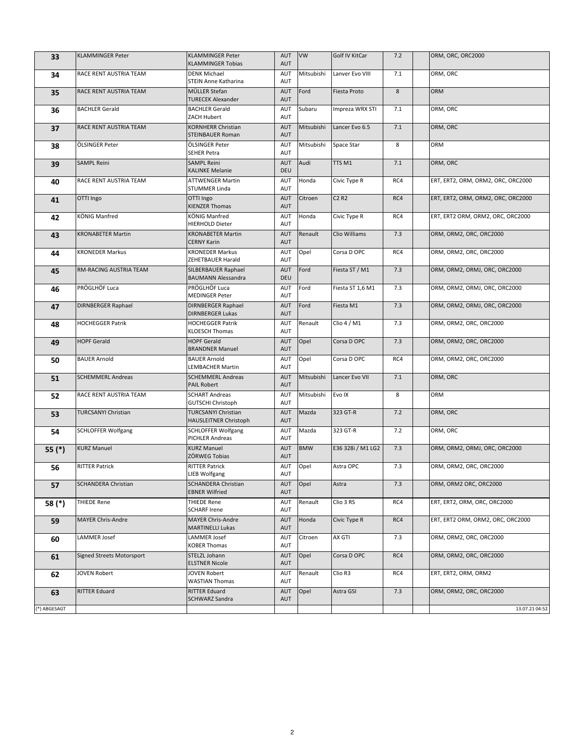| | | | | | | | | |
|---|---|---|---|---|---|---|---|---|
| 33 | KLAMMINGER Peter | KLAMMINGER Peter<br>KLAMMINGER Tobias | AUT<br>AUT | VW | Golf IV KitCar | 7.2 | | ORM, ORC, ORC2000 |
| 34 | RACE RENT AUSTRIA TEAM | DENK Michael<br>STEIN Anne Katharina | AUT<br>AUT | Mitsubishi | Lanver Evo VIII | 7.1 | | ORM, ORC |
| 35 | RACE RENT AUSTRIA TEAM | MÜLLER Stefan<br>TURECEK Alexander | AUT<br>AUT | Ford | Fiesta Proto | 8 | | ORM |
| 36 | BACHLER Gerald | BACHLER Gerald<br>ZACH Hubert | AUT<br>AUT | Subaru | Impreza WRX STI | 7.1 | | ORM, ORC |
| 37 | RACE RENT AUSTRIA TEAM | KORNHERR Christian<br>STEINBAUER Roman | AUT<br>AUT | Mitsubishi | Lancer Evo 6.5 | 7.1 | | ORM, ORC |
| 38 | ÖLSINGER Peter | ÖLSINGER Peter<br>SEHER Petra | AUT<br>AUT | Mitsubishi | Space Star | 8 | | ORM |
| 39 | SAMPL Reini | SAMPL Reini<br>KALINKE Melanie | AUT<br>DEU | Audi | TTS M1 | 7.1 | | ORM, ORC |
| 40 | RACE RENT AUSTRIA TEAM | ATTWENGER Martin<br>STUMMER Linda | AUT<br>AUT | Honda | Civic Type R | RC4 | | ERT, ERT2, ORM, ORM2, ORC, ORC2000 |
| 41 | OTTI Ingo | OTTI Ingo<br>KIENZER Thomas | AUT<br>AUT | Citroen | C2 R2 | RC4 | | ERT, ERT2, ORM, ORM2, ORC, ORC2000 |
| 42 | KÖNIG Manfred | KÖNIG Manfred<br>HIERHOLD Dieter | AUT<br>AUT | Honda | Civic Type R | RC4 | | ERT, ERT2 ORM, ORM2, ORC, ORC2000 |
| 43 | KRONABETER Martin | KRONABETER Martin<br>CERNY Karin | AUT<br>AUT | Renault | Clio Williams | 7.3 | | ORM, ORM2, ORC, ORC2000 |
| 44 | KRONEDER Markus | KRONEDER Markus<br>ZEHETBAUER Harald | AUT<br>AUT | Opel | Corsa D OPC | RC4 | | ORM, ORM2, ORC, ORC2000 |
| 45 | RM-RACING AUSTRIA TEAM | SILBERBAUER Raphael<br>BAUMANN Alessandra | AUT<br>DEU | Ford | Fiesta ST / M1 | 7.3 | | ORM, ORM2, ORMJ, ORC, ORC2000 |
| 46 | PRÖGLHÖF Luca | PRÖGLHÖF Luca<br>MEDINGER Peter | AUT<br>AUT | Ford | Fiesta ST 1,6 M1 | 7.3 | | ORM, ORM2, ORMJ, ORC, ORC2000 |
| 47 | DIRNBERGER Raphael | DIRNBERGER Raphael<br>DIRNBERGER Lukas | AUT<br>AUT | Ford | Fiesta M1 | 7.3 | | ORM, ORM2, ORMJ, ORC, ORC2000 |
| 48 | HOCHEGGER Patrik | HOCHEGGER Patrik<br>KLOESCH Thomas | AUT<br>AUT | Renault | Clio 4 / M1 | 7.3 | | ORM, ORM2, ORC, ORC2000 |
| 49 | HOPF Gerald | HOPF Gerald<br>BRANDNER Manuel | AUT<br>AUT | Opel | Corsa D OPC | 7.3 | | ORM, ORM2, ORC, ORC2000 |
| 50 | BAUER Arnold | BAUER Arnold<br>LEMBACHER Martin | AUT<br>AUT | Opel | Corsa D OPC | RC4 | | ORM, ORM2, ORC, ORC2000 |
| 51 | SCHEMMERL Andreas | SCHEMMERL Andreas<br>PAIL Robert | AUT<br>AUT | Mitsubishi | Lancer Evo VII | 7.1 | | ORM, ORC |
| 52 | RACE RENT AUSTRIA TEAM | SCHART Andreas<br>GUTSCHI Christoph | AUT<br>AUT | Mitsubishi | Evo IX | 8 | | ORM |
| 53 | TURCSANYI Christian | TURCSANYI Christian<br>HAUSLEITNER Christoph | AUT<br>AUT | Mazda | 323 GT-R | 7.2 | | ORM, ORC |
| 54 | SCHLOFFER Wolfgang | SCHLOFFER Wolfgang<br>PICHLER Andreas | AUT<br>AUT | Mazda | 323 GT-R | 7.2 | | ORM, ORC |
| 55 (*) | KURZ Manuel | KURZ Manuel<br>ZÖRWEG Tobias | AUT<br>AUT | BMW | E36 328i / M1 LG2 | 7.3 | | ORM, ORM2, ORMJ, ORC, ORC2000 |
| 56 | RITTER Patrick | RITTER Patrick<br>LIEB Wolfgang | AUT<br>AUT | Opel | Astra OPC | 7.3 | | ORM, ORM2, ORC, ORC2000 |
| 57 | SCHANDERA Christian | SCHANDERA Christian<br>EBNER Wilfried | AUT<br>AUT | Opel | Astra | 7.3 | | ORM, ORM2 ORC, ORC2000 |
| 58 (*) | THIEDE Rene | THIEDE Rene<br>SCHARF Irene | AUT<br>AUT | Renault | Clio 3 RS | RC4 | | ERT, ERT2, ORM, ORC, ORC2000 |
| 59 | MAYER Chris-Andre | MAYER Chris-Andre<br>MARTINELLI Lukas | AUT<br>AUT | Honda | Civic Type R | RC4 | | ERT, ERT2 ORM, ORM2, ORC, ORC2000 |
| 60 | LAMMER Josef | LAMMER Josef<br>KOBER Thomas | AUT<br>AUT | Citroen | AX GTI | 7.3 | | ORM, ORM2, ORC, ORC2000 |
| 61 | Signed Streets Motorsport | STELZL Johann<br>ELSTNER Nicole | AUT<br>AUT | Opel | Corsa D OPC | RC4 | | ORM, ORM2, ORC, ORC2000 |
| 62 | JOVEN Robert | JOVEN Robert<br>WASTIAN Thomas | AUT<br>AUT | Renault | Clio R3 | RC4 | | ERT, ERT2, ORM, ORM2 |
| 63 | RITTER Eduard | RITTER Eduard<br>SCHWARZ Sandra | AUT<br>AUT | Opel | Astra GSI | 7.3 | | ORM, ORM2, ORC, ORC2000 |
| (*) ABGESAGT | | | | | | | | 13.07.21 04:52 |